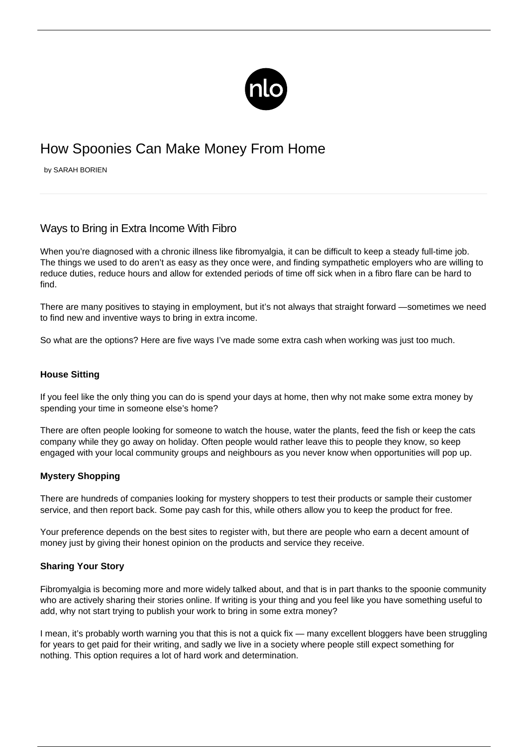# How Spoonies Can Make Money From Home

by SARAH BORIEN

## Ways to Bring in Extra Income With Fibro

When you're diagnosed with a chronic illness like fibromyalgia, it can be difficult to keep a steady full-time job. The things we used to do aren't as easy as they once were, and finding sympathetic employers who are willing to reduce duties, reduce hours and allow for extended periods of time off sick when in a fibro flare can be hard to find.

There are many positives to staying in employment, but it's not always that straight forward —sometimes we need to find new and inventive ways to bring in extra income.

So what are the options? Here are five ways I've made some extra cash when working was just too much.

### House Sitting

If you feel like the only thing you can do is spend your days at home, then why not make some extra money by spending your time in someone else's home?

There are often people looking for someone to watch the house, water the plants, feed the fish or keep the cats company while they go away on holiday. Often people would rather leave this to people they know, so keep engaged with your local community groups and neighbours as you never know when opportunities will pop up.

### Mystery Shopping

There are hundreds of companies looking for mystery shoppers to test their products or sample their customer service, and then report back. Some pay cash for this, while others allow you to keep the product for free.

Your preference depends on the best sites to register with, but there are people who earn a decent amount of money just by giving their honest opinion on the products and service they receive.

### Sharing Your Story

Fibromyalgia is becoming more and more widely talked about, and that is in part thanks to the spoonie community who are actively sharing their stories online. If writing is your thing and you feel like you have something useful to add, why not start trying to publish your work to bring in some extra money?

I mean, it's probably worth warning you that this is not a quick fix — many excellent bloggers have been struggling for years to get paid for their writing, and sadly we live in a society where people still expect something for nothing. This option requires a lot of hard work and determination.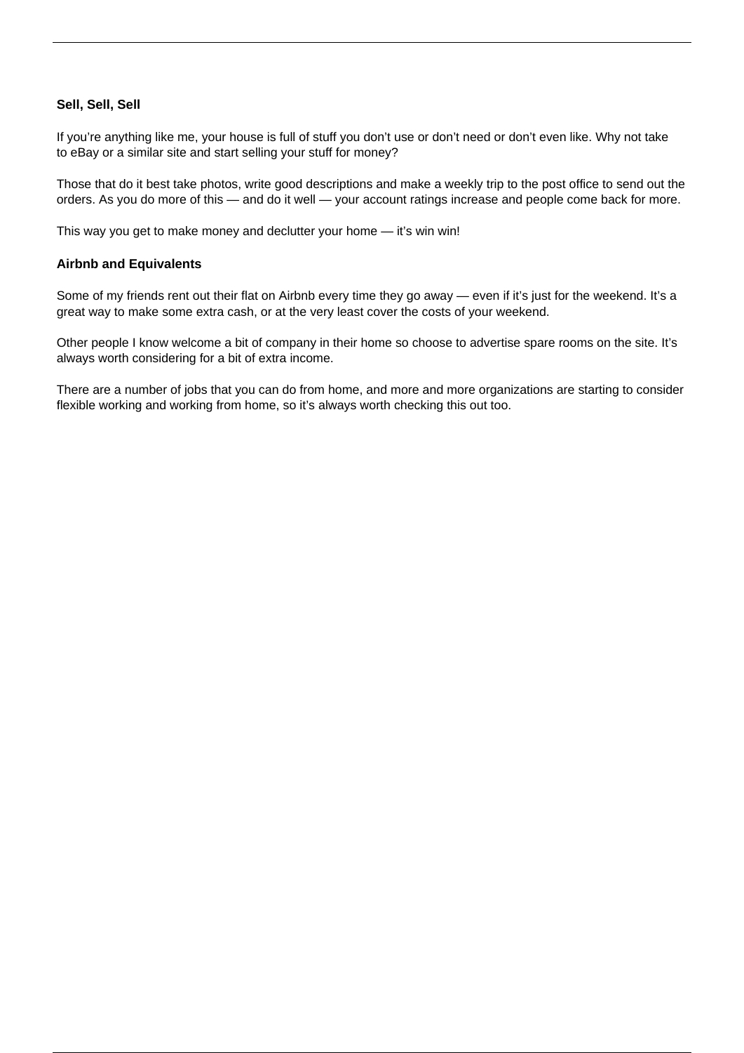**Sell, Sell, Sell**

If you’re anything like me, your house is full of stuff you don’t use or don’t need or don’t even like. Why not take to eBay or a similar site and start selling your stuff for money?

Those that do it best take photos, write good descriptions and make a weekly trip to the post office to send out the orders. As you do more of this — and do it well — your account ratings increase and people come back for more.

This way you get to make money and declutter your home — it’s win win!

**Airbnb and Equivalents**

Some of my friends rent out their flat on Airbnb every time they go away — even if it’s just for the weekend. It’s a great way to make some extra cash, or at the very least cover the costs of your weekend.

Other people I know welcome a bit of company in their home so choose to advertise spare rooms on the site. It’s always worth considering for a bit of extra income.

There are a number of jobs that you can do from home, and more and more organizations are starting to consider flexible working and working from home, so it’s always worth checking this out too.